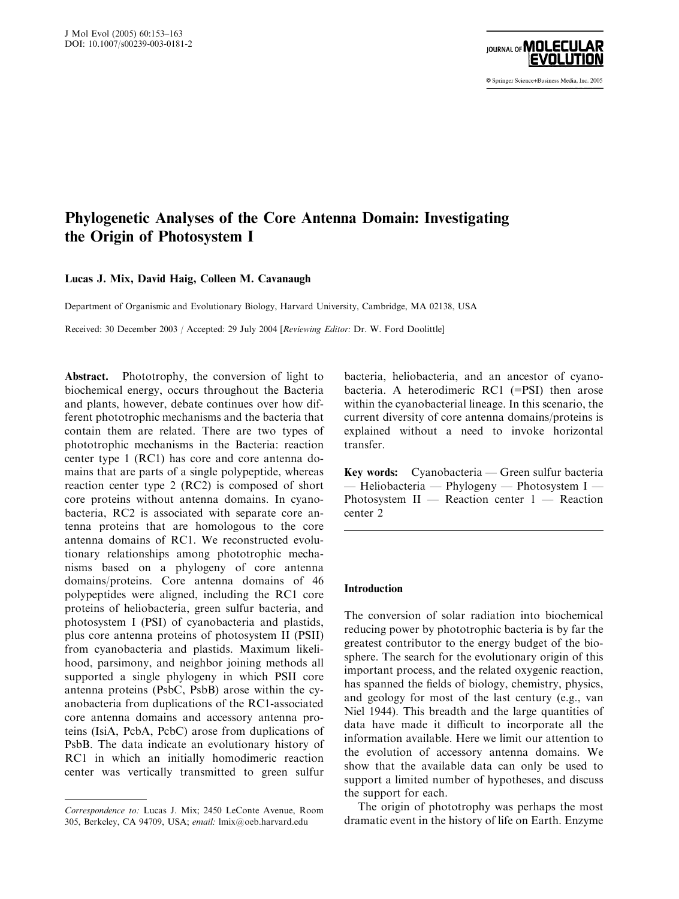# Phylogenetic Analyses of the Core Antenna Domain: Investigating the Origin of Photosystem I

**Lucas J. Mix, David Haig, Colleen M. Cavanaugh**

Department of Organismic and Evolutionary Biology, Harvard University, Cambridge, MA 02138, USA

Received: 30 December 2003 / Accepted: 29 July 2004 [*Reviewing Editor:* Dr. W. Ford Doolittle]

**Abstract.** Phototrophy, the conversion of light to biochemical energy, occurs throughout the Bacteria and plants, however, debate continues over how different phototrophic mechanisms and the bacteria that contain them are related. There are two types of phototrophic mechanisms in the Bacteria: reaction center type 1 (RC1) has core and core antenna domains that are parts of a single polypeptide, whereas reaction center type 2 (RC2) is composed of short core proteins without antenna domains. In cyanobacteria, RC2 is associated with separate core antenna proteins that are homologous to the core antenna domains of RC1. We reconstructed evolutionary relationships among phototrophic mechanisms based on a phylogeny of core antenna domains/proteins. Core antenna domains of 46 polypeptides were aligned, including the RC1 core proteins of heliobacteria, green sulfur bacteria, and photosystem I (PSI) of cyanobacteria and plastids, plus core antenna proteins of photosystem II (PSII) from cyanobacteria and plastids. Maximum likelihood, parsimony, and neighbor joining methods all supported a single phylogeny in which PSII core antenna proteins (PsbC, PsbB) arose within the cyanobacteria from duplications of the RC1-associated core antenna domains and accessory antenna proteins (IsiA, PcbA, PcbC) arose from duplications of PsbB. The data indicate an evolutionary history of RC1 in which an initially homodimeric reaction center was vertically transmitted to green sulfur bacteria, heliobacteria, and an ancestor of cyanobacteria. A heterodimeric RC1 (=PSI) then arose within the cyanobacterial lineage. In this scenario, the current diversity of core antenna domains/proteins is explained without a need to invoke horizontal transfer.

**Key words:** Cyanobacteria — Green sulfur bacteria — Heliobacteria — Phylogeny — Photosystem I — Photosystem II — Reaction center 1 — Reaction center 2

## Introduction

The conversion of solar radiation into biochemical reducing power by phototrophic bacteria is by far the greatest contributor to the energy budget of the biosphere. The search for the evolutionary origin of this important process, and the related oxygenic reaction, has spanned the fields of biology, chemistry, physics, and geology for most of the last century (e.g., van Niel 1944). This breadth and the large quantities of data have made it difficult to incorporate all the information available. Here we limit our attention to the evolution of accessory antenna domains. We show that the available data can only be used to support a limited number of hypotheses, and discuss the support for each.

The origin of phototrophy was perhaps the most dramatic event in the history of life on Earth. Enzyme

---

*Correspondence to:* Lucas J. Mix; 2450 LeConte Avenue, Room 305, Berkeley, CA 94709, USA; *email:* lmix@oeb.harvard.edu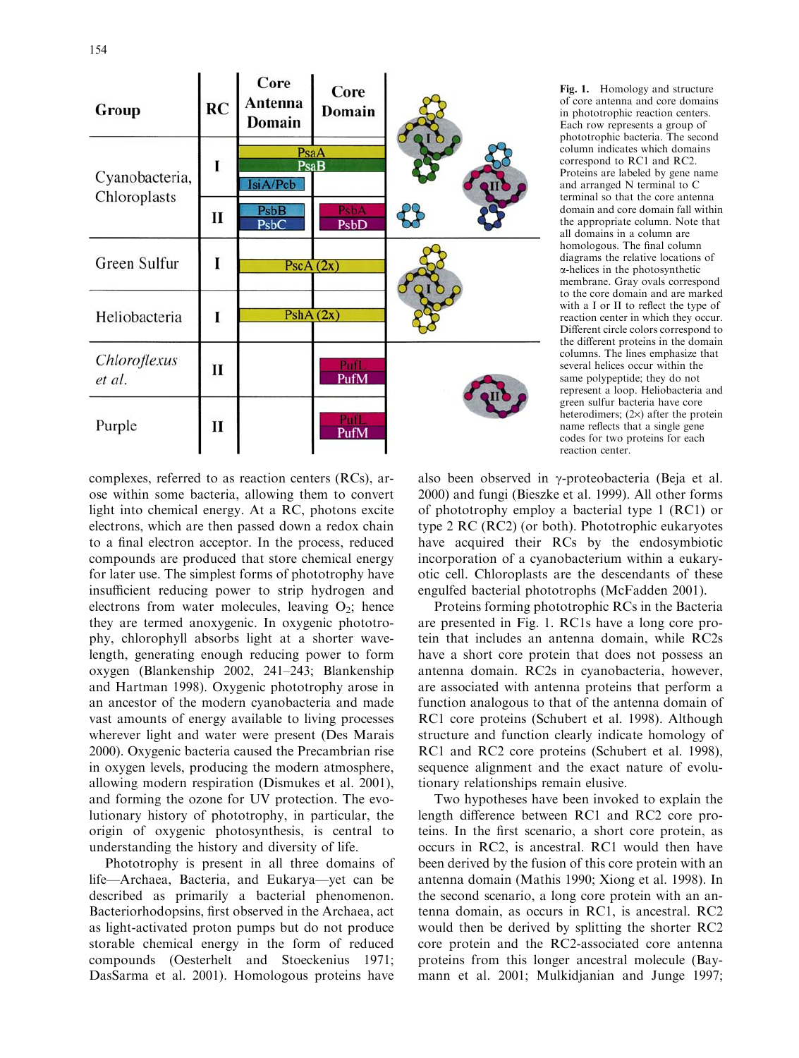| Group | RC | Core Antenna Domain | Core Domain |
|---|---|---|---|
| Cyanobacteria, Chloroplasts | I | PsaA | PsaA |
| | | PsaB | PsaB |
| | | IsiA/Pcb | |
| | II | PsbB | PsbA |
| | | PsbC | PsbD |
| Green Sulfur | I | PscA (2x) | PscA (2x) |
| Heliobacteria | I | PshA (2x) | PshA (2x) |
| *Chloroflexus et al.* | II | | PufL |
| | | | PufM |
| Purple | II | | PufL |
| | | | PufM |

**Fig. 1.** Homology and structure of core antenna and core domains in phototrophic reaction centers. Each row represents a group of phototrophic bacteria. The second column indicates which domains correspond to RC1 and RC2. Proteins are labeled by gene name and arranged N terminal to C terminal so that the core antenna domain and core domain fall within the appropriate column. Note that all domains in a column are homologous. The final column diagrams the relative locations of α-helices in the photosynthetic membrane. Gray ovals correspond to the core domain and are marked with a I or II to reflect the type of reaction center in which they occur. Different circle colors correspond to the different proteins in the domain columns. The lines emphasize that several helices occur within the same polypeptide; they do not represent a loop. Heliobacteria and green sulfur bacteria have core heterodimers; (2×) after the protein name reflects that a single gene codes for two proteins for each reaction center.

complexes, referred to as reaction centers (RCs), arose within some bacteria, allowing them to convert light into chemical energy. At a RC, photons excite electrons, which are then passed down a redox chain to a final electron acceptor. In the process, reduced compounds are produced that store chemical energy for later use. The simplest forms of phototrophy have insufficient reducing power to strip hydrogen and electrons from water molecules, leaving $O_2$; hence they are termed anoxygenic. In oxygenic phototrophy, chlorophyll absorbs light at a shorter wavelength, generating enough reducing power to form oxygen (Blankenship 2002, 241–243; Blankenship and Hartman 1998). Oxygenic phototrophy arose in an ancestor of the modern cyanobacteria and made vast amounts of energy available to living processes wherever light and water were present (Des Marais 2000). Oxygenic bacteria caused the Precambrian rise in oxygen levels, producing the modern atmosphere, allowing modern respiration (Dismukes et al. 2001), and forming the ozone for UV protection. The evolutionary history of phototrophy, in particular, the origin of oxygenic photosynthesis, is central to understanding the history and diversity of life.

Phototrophy is present in all three domains of life—Archaea, Bacteria, and Eukarya—yet can be described as primarily a bacterial phenomenon. Bacteriorhodopsins, first observed in the Archaea, act as light-activated proton pumps but do not produce storable chemical energy in the form of reduced compounds (Oesterhelt and Stoeckenius 1971; DasSarma et al. 2001). Homologous proteins have also been observed in γ-proteobacteria (Beja et al. 2000) and fungi (Bieszke et al. 1999). All other forms of phototrophy employ a bacterial type 1 (RC1) or type 2 RC (RC2) (or both). Phototrophic eukaryotes have acquired their RCs by the endosymbiotic incorporation of a cyanobacterium within a eukaryotic cell. Chloroplasts are the descendants of these engulfed bacterial phototrophs (McFadden 2001).

Proteins forming phototrophic RCs in the Bacteria are presented in Fig. 1. RC1s have a long core protein that includes an antenna domain, while RC2s have a short core protein that does not possess an antenna domain. RC2s in cyanobacteria, however, are associated with antenna proteins that perform a function analogous to that of the antenna domain of RC1 core proteins (Schubert et al. 1998). Although structure and function clearly indicate homology of RC1 and RC2 core proteins (Schubert et al. 1998), sequence alignment and the exact nature of evolutionary relationships remain elusive.

Two hypotheses have been invoked to explain the length difference between RC1 and RC2 core proteins. In the first scenario, a short core protein, as occurs in RC2, is ancestral. RC1 would then have been derived by the fusion of this core protein with an antenna domain (Mathis 1990; Xiong et al. 1998). In the second scenario, a long core protein with an antenna domain, as occurs in RC1, is ancestral. RC2 would then be derived by splitting the shorter RC2 core protein and the RC2-associated core antenna proteins from this longer ancestral molecule (Baymann et al. 2001; Mulkidjanian and Junge 1997;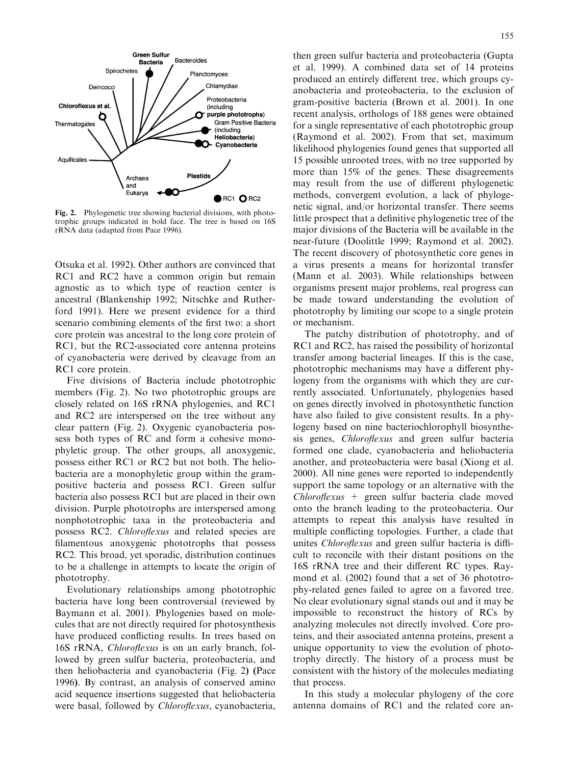Fig. 2. Phylogenetic tree showing bacterial divisions, with phototrophic groups indicated in bold face. The tree is based on 16S rRNA data (adapted from Pace 1996).

Otsuka et al. 1992). Other authors are convinced that RC1 and RC2 have a common origin but remain agnostic as to which type of reaction center is ancestral (Blankenship 1992; Nitschke and Rutherford 1991). Here we present evidence for a third scenario combining elements of the first two: a short core protein was ancestral to the long core protein of RC1, but the RC2-associated core antenna proteins of cyanobacteria were derived by cleavage from an RC1 core protein.

Five divisions of Bacteria include phototrophic members (Fig. 2). No two phototrophic groups are closely related on 16S rRNA phylogenies, and RC1 and RC2 are interspersed on the tree without any clear pattern (Fig. 2). Oxygenic cyanobacteria possess both types of RC and form a cohesive monophyletic group. The other groups, all anoxygenic, possess either RC1 or RC2 but not both. The heliobacteria are a monophyletic group within the gram-positive bacteria and possess RC1. Green sulfur bacteria also possess RC1 but are placed in their own division. Purple phototrophs are interspersed among nonphototrophic taxa in the proteobacteria and possess RC2. *Chloroflexus* and related species are filamentous anoxygenic phototrophs that possess RC2. This broad, yet sporadic, distribution continues to be a challenge in attempts to locate the origin of phototrophy.

Evolutionary relationships among phototrophic bacteria have long been controversial (reviewed by Baymann et al. 2001). Phylogenies based on molecules that are not directly required for photosynthesis have produced conflicting results. In trees based on 16S rRNA, *Chloroflexus* is on an early branch, followed by green sulfur bacteria, proteobacteria, and then heliobacteria and cyanobacteria (Fig. 2) (Pace 1996). By contrast, an analysis of conserved amino acid sequence insertions suggested that heliobacteria were basal, followed by *Chloroflexus*, cyanobacteria, then green sulfur bacteria and proteobacteria (Gupta et al. 1999). A combined data set of 14 proteins produced an entirely different tree, which groups cyanobacteria and proteobacteria, to the exclusion of gram-positive bacteria (Brown et al. 2001). In one recent analysis, orthologs of 188 genes were obtained for a single representative of each phototrophic group (Raymond et al. 2002). From that set, maximum likelihood phylogenies found genes that supported all 15 possible unrooted trees, with no tree supported by more than 15% of the genes. These disagreements may result from the use of different phylogenetic methods, convergent evolution, a lack of phylogenetic signal, and/or horizontal transfer. There seems little prospect that a definitive phylogenetic tree of the major divisions of the Bacteria will be available in the near-future (Doolittle 1999; Raymond et al. 2002). The recent discovery of photosynthetic core genes in a virus presents a means for horizontal transfer (Mann et al. 2003). While relationships between organisms present major problems, real progress can be made toward understanding the evolution of phototrophy by limiting our scope to a single protein or mechanism.

The patchy distribution of phototrophy, and of RC1 and RC2, has raised the possibility of horizontal transfer among bacterial lineages. If this is the case, phototrophic mechanisms may have a different phylogeny from the organisms with which they are currently associated. Unfortunately, phylogenies based on genes directly involved in photosynthetic function have also failed to give consistent results. In a phylogeny based on nine bacteriochlorophyll biosynthesis genes, *Chloroflexus* and green sulfur bacteria formed one clade, cyanobacteria and heliobacteria another, and proteobacteria were basal (Xiong et al. 2000). All nine genes were reported to independently support the same topology or an alternative with the *Chloroflexus* + green sulfur bacteria clade moved onto the branch leading to the proteobacteria. Our attempts to repeat this analysis have resulted in multiple conflicting topologies. Further, a clade that unites *Chloroflexus* and green sulfur bacteria is difficult to reconcile with their distant positions on the 16S rRNA tree and their different RC types. Raymond et al. (2002) found that a set of 36 phototrophy-related genes failed to agree on a favored tree. No clear evolutionary signal stands out and it may be impossible to reconstruct the history of RCs by analyzing molecules not directly involved. Core proteins, and their associated antenna proteins, present a unique opportunity to view the evolution of phototrophy directly. The history of a process must be consistent with the history of the molecules mediating that process.

In this study a molecular phylogeny of the core antenna domains of RC1 and the related core an-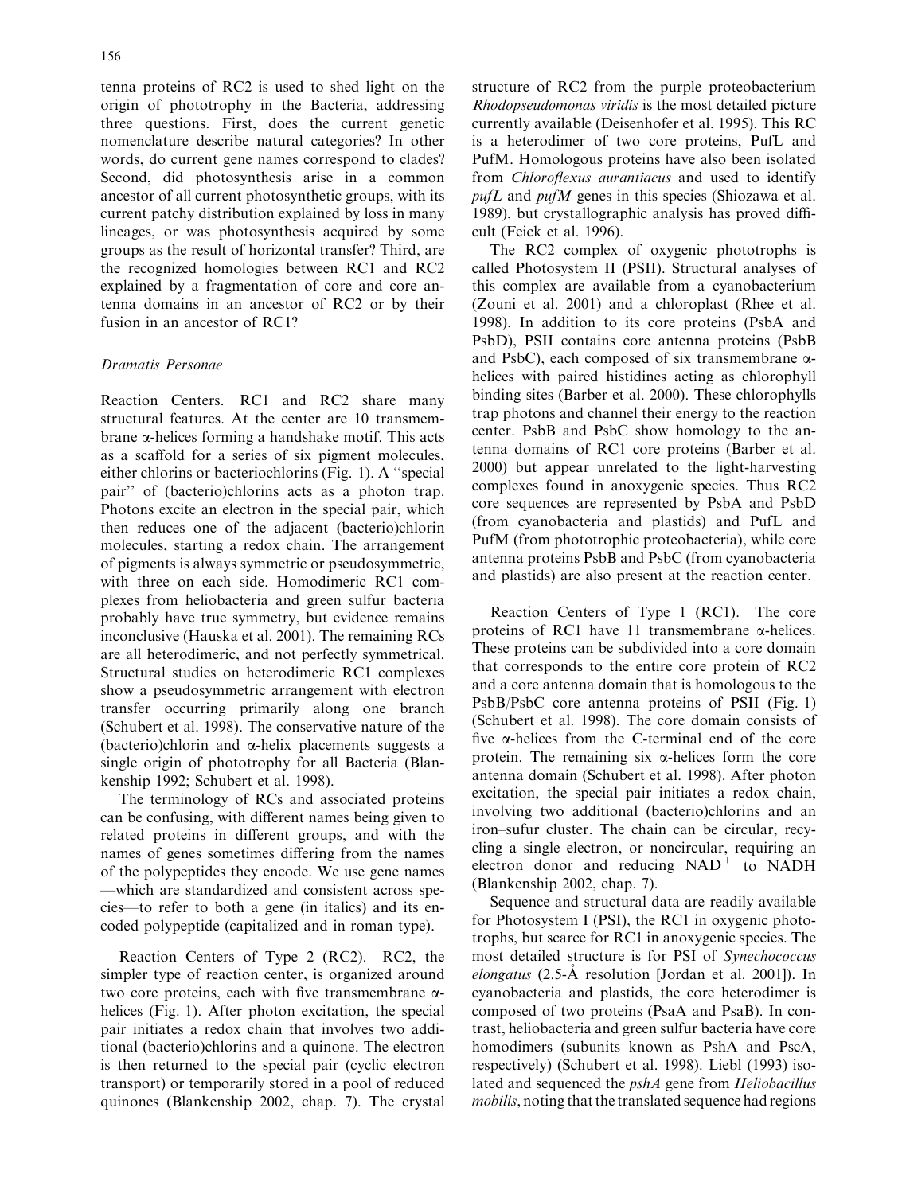tenna proteins of RC2 is used to shed light on the origin of phototrophy in the Bacteria, addressing three questions. First, does the current genetic nomenclature describe natural categories? In other words, do current gene names correspond to clades? Second, did photosynthesis arise in a common ancestor of all current photosynthetic groups, with its current patchy distribution explained by loss in many lineages, or was photosynthesis acquired by some groups as the result of horizontal transfer? Third, are the recognized homologies between RC1 and RC2 explained by a fragmentation of core and core antenna domains in an ancestor of RC2 or by their fusion in an ancestor of RC1?

## *Dramatis Personae*

Reaction Centers. RC1 and RC2 share many structural features. At the center are 10 transmembrane α-helices forming a handshake motif. This acts as a scaffold for a series of six pigment molecules, either chlorins or bacteriochlorins (Fig. 1). A "special pair" of (bacterio)chlorins acts as a photon trap. Photons excite an electron in the special pair, which then reduces one of the adjacent (bacterio)chlorin molecules, starting a redox chain. The arrangement of pigments is always symmetric or pseudosymmetric, with three on each side. Homodimeric RC1 complexes from heliobacteria and green sulfur bacteria probably have true symmetry, but evidence remains inconclusive (Hauska et al. 2001). The remaining RCs are all heterodimeric, and not perfectly symmetrical. Structural studies on heterodimeric RC1 complexes show a pseudosymmetric arrangement with electron transfer occurring primarily along one branch (Schubert et al. 1998). The conservative nature of the (bacterio)chlorin and α-helix placements suggests a single origin of phototrophy for all Bacteria (Blankenship 1992; Schubert et al. 1998).

The terminology of RCs and associated proteins can be confusing, with different names being given to related proteins in different groups, and with the names of genes sometimes differing from the names of the polypeptides they encode. We use gene names —which are standardized and consistent across species—to refer to both a gene (in italics) and its encoded polypeptide (capitalized and in roman type).

Reaction Centers of Type 2 (RC2). RC2, the simpler type of reaction center, is organized around two core proteins, each with five transmembrane α-helices (Fig. 1). After photon excitation, the special pair initiates a redox chain that involves two additional (bacterio)chlorins and a quinone. The electron is then returned to the special pair (cyclic electron transport) or temporarily stored in a pool of reduced quinones (Blankenship 2002, chap. 7). The crystal structure of RC2 from the purple proteobacterium *Rhodopseudomonas viridis* is the most detailed picture currently available (Deisenhofer et al. 1995). This RC is a heterodimer of two core proteins, PufL and PufM. Homologous proteins have also been isolated from *Chloroflexus aurantiacus* and used to identify *pufL* and *pufM* genes in this species (Shiozawa et al. 1989), but crystallographic analysis has proved difficult (Feick et al. 1996).

The RC2 complex of oxygenic phototrophs is called Photosystem II (PSII). Structural analyses of this complex are available from a cyanobacterium (Zouni et al. 2001) and a chloroplast (Rhee et al. 1998). In addition to its core proteins (PsbA and PsbD), PSII contains core antenna proteins (PsbB and PsbC), each composed of six transmembrane α-helices with paired histidines acting as chlorophyll binding sites (Barber et al. 2000). These chlorophylls trap photons and channel their energy to the reaction center. PsbB and PsbC show homology to the antenna domains of RC1 core proteins (Barber et al. 2000) but appear unrelated to the light-harvesting complexes found in anoxygenic species. Thus RC2 core sequences are represented by PsbA and PsbD (from cyanobacteria and plastids) and PufL and PufM (from phototrophic proteobacteria), while core antenna proteins PsbB and PsbC (from cyanobacteria and plastids) are also present at the reaction center.

Reaction Centers of Type 1 (RC1). The core proteins of RC1 have 11 transmembrane α-helices. These proteins can be subdivided into a core domain that corresponds to the entire core protein of RC2 and a core antenna domain that is homologous to the PsbB/PsbC core antenna proteins of PSII (Fig. 1) (Schubert et al. 1998). The core domain consists of five α-helices from the C-terminal end of the core protein. The remaining six α-helices form the core antenna domain (Schubert et al. 1998). After photon excitation, the special pair initiates a redox chain, involving two additional (bacterio)chlorins and an iron–sufur cluster. The chain can be circular, recycling a single electron, or noncircular, requiring an electron donor and reducing $NAD^+$ to NADH (Blankenship 2002, chap. 7).

Sequence and structural data are readily available for Photosystem I (PSI), the RC1 in oxygenic phototrophs, but scarce for RC1 in anoxygenic species. The most detailed structure is for PSI of *Synechococcus elongatus* (2.5-Å resolution [Jordan et al. 2001]). In cyanobacteria and plastids, the core heterodimer is composed of two proteins (PsaA and PsaB). In contrast, heliobacteria and green sulfur bacteria have core homodimers (subunits known as PshA and PscA, respectively) (Schubert et al. 1998). Liebl (1993) isolated and sequenced the *pshA* gene from *Heliobacillus mobilis*, noting that the translated sequence had regions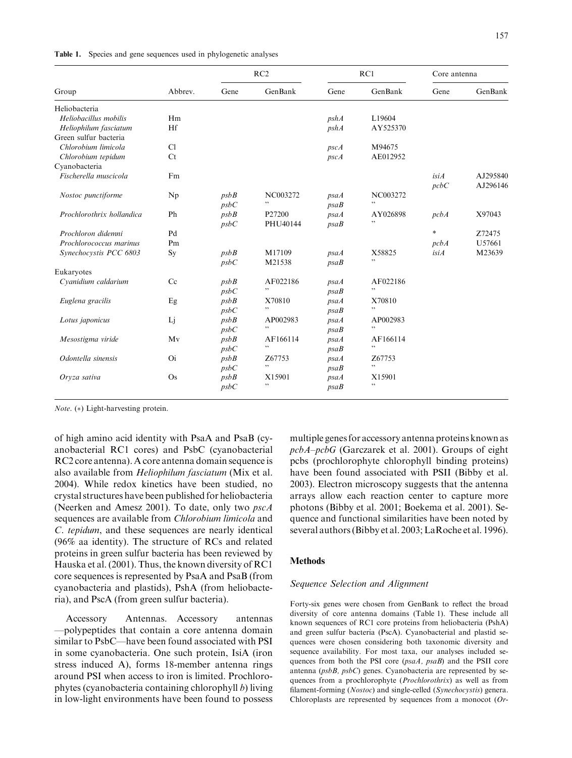**Table 1.** Species and gene sequences used in phylogenetic analyses

| Group | Abbrev. | RC2 | | RC1 | | Core antenna | |
|---|---|---|---|---|---|---|---|
| | | Gene | GenBank | Gene | GenBank | Gene | GenBank |
| Heliobacteria | | | | | | | |
| *Heliobacillus mobilis* | Hm | | | *pshA* | L19604 | | |
| *Heliophilum fasciatum* | Hf | | | *pshA* | AY525370 | | |
| Green sulfur bacteria | | | | | | | |
| *Chlorobium limicola* | Cl | | | *pscA* | M94675 | | |
| *Chlorobium tepidum* | Ct | | | *pscA* | AE012952 | | |
| Cyanobacteria | | | | | | | |
| *Fischerella muscicola* | Fm | | | | | *isiA* | AJ295840 |
| | | | | | | *pcbC* | AJ296146 |
| *Nostoc punctiforme* | Np | *psbB* | NC003272 | *psaA* | NC003272 | | |
| | | *psbC* | " | *psaB* | " | | |
| *Prochlorothrix hollandica* | Ph | *psbB* | P27200 | *psaA* | AY026898 | *pcbA* | X97043 |
| | | *psbC* | PHU40144 | *psaB* | " | | |
| *Prochloron didemni* | Pd | | | | | * | Z72475 |
| *Prochlorococcus marinus* | Pm | | | | | *pcbA* | U57661 |
| *Synechocystis PCC 6803* | Sy | *psbB* | M17109 | *psaA* | X58825 | *isiA* | M23639 |
| | | *psbC* | M21538 | *psaB* | " | | |
| Eukaryotes | | | | | | | |
| *Cyanidium caldarium* | Cc | *psbB* | AF022186 | *psaA* | AF022186 | | |
| | | *psbC* | " | *psaB* | " | | |
| *Euglena gracilis* | Eg | *psbB* | X70810 | *psaA* | X70810 | | |
| | | *psbC* | " | *psaB* | " | | |
| *Lotus japonicus* | Lj | *psbB* | AP002983 | *psaA* | AP002983 | | |
| | | *psbC* | " | *psaB* | " | | |
| *Mesostigma viride* | Mv | *psbB* | AF166114 | *psaA* | AF166114 | | |
| | | *psbC* | " | *psaB* | " | | |
| *Odontella sinensis* | Oi | *psbB* | Z67753 | *psaA* | Z67753 | | |
| | | *psbC* | " | *psaB* | " | | |
| *Oryza sativa* | Os | *psbB* | X15901 | *psaA* | X15901 | | |
| | | *psbC* | " | *psaB* | " | | |

*Note.* (*) Light-harvesting protein.

of high amino acid identity with PsaA and PsaB (cyanobacterial RC1 cores) and PsbC (cyanobacterial RC2 core antenna). A core antenna domain sequence is also available from *Heliophilum fasciatum* (Mix et al. 2004). While redox kinetics have been studied, no crystal structures have been published for heliobacteria (Neerken and Amesz 2001). To date, only two *pscA* sequences are available from *Chlorobium limicola* and *C. tepidum*, and these sequences are nearly identical (96% aa identity). The structure of RCs and related proteins in green sulfur bacteria has been reviewed by Hauska et al. (2001). Thus, the known diversity of RC1 core sequences is represented by PsaA and PsaB (from cyanobacteria and plastids), PshA (from heliobacteria), and PscA (from green sulfur bacteria).

Accessory Antennas. Accessory antennas —polypeptides that contain a core antenna domain similar to PsbC—have been found associated with PSI in some cyanobacteria. One such protein, IsiA (iron stress induced A), forms 18-member antenna rings around PSI when access to iron is limited. Prochlorophytes (cyanobacteria containing chlorophyll *b*) living in low-light environments have been found to possess multiple genes for accessory antenna proteins known as *pcbA–pcbG* (Garczarek et al. 2001). Groups of eight pcbs (prochlorophyte chlorophyll binding proteins) have been found associated with PSII (Bibby et al. 2003). Electron microscopy suggests that the antenna arrays allow each reaction center to capture more photons (Bibby et al. 2001; Boekema et al. 2001). Sequence and functional similarities have been noted by several authors (Bibby et al. 2003; LaRoche et al. 1996).

## Methods

### Sequence Selection and Alignment

Forty-six genes were chosen from GenBank to reflect the broad diversity of core antenna domains (Table 1). These include all known sequences of RC1 core proteins from heliobacteria (PshA) and green sulfur bacteria (PscA). Cyanobacterial and plastid sequences were chosen considering both taxonomic diversity and sequence availability. For most taxa, our analyses included sequences from both the PSI core (*psaA, psaB*) and the PSII core antenna (*psbB, psbC*) genes. Cyanobacteria are represented by sequences from a prochlorophyte (*Prochlorothrix*) as well as from filament-forming (*Nostoc*) and single-celled (*Synechocystis*) genera. Chloroplasts are represented by sequences from a monocot (*Or-*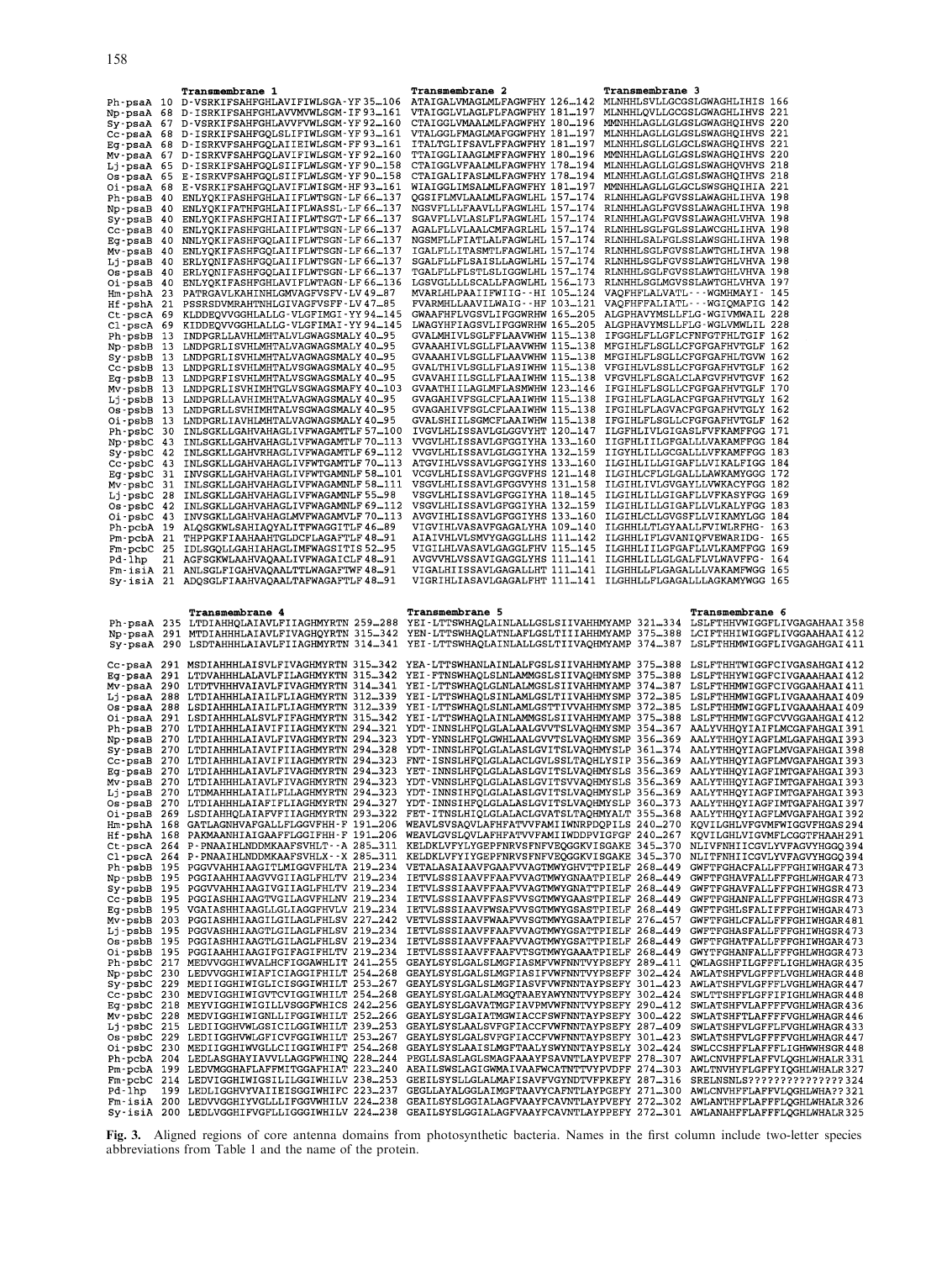```
            Transmembrane 1                         Transmembrane 2                     Transmembrane 3
Ph-psaA 10  D-VSRKIFSAHFGHLAVIFIWLSGA-YF 35…106   ATAIGALVMAGLMLFAGWFHY 126…142   MLNHHLSVLLGCGSLGWAGHLIHIS 166
Np-psaA 68  D-ISRKIFSAHFGHLAVVMVWLSGM-IF 93…161   VTAIGGLVLAGLFLFAGWFHY 181…197   MLNHHLQVLLGCGSLGWAGHLIHVS 221
Sy-psaA 67  D-VSRKIFSAHFGHLAVVFVWLSGM-YF 92…160   CTAIGGLVMAALMLFAGWFHY 180…196   MMNHHLAGLLGLGSLGWAGHQIHVS 220
Cc-psaA 68  D-ISRKIFSAHFGQLSLIFIWLSGM-YF 93…161   VTALGGLFMAGLMAFGGWFHY 181…197   MLNHHLAGLLGLGSLSWAGHQIHVS 221
Eg-psaA 68  D-ISRKVFSAHFGQLAIIEIWLSGM-FF 93…161   ITALTGLIFSAVLFAGWFHY 181…197    MLNHHLSGLLGLGCLSWAGHQIHVS 221
Mv-psaA 67  D-ISRKVFSAHFGQLAVIFLWISGM-YF 92…160   TTAIGGLIAAGLMFFAGWFHY 180…196   MMNHHLAGLLGLGSLGWAGHQIHVS 220
Lj-psaA 65  D-ISRKIFSAHFGQLSIIFLWLSGM-YF 90…158   CTAIGGLVFALMLFAGWFHY 178…194    MLNHHLAGLLGLGSLSWAGHQVHVS 218
Os-psaA 65  E-ISRKIFSAHFGQLSIIFLWLSGM-YF 90…158   CTAIGALIFASLMLFAGWFHY 178…194   MLNHHLAGLLGLGSLSWAGHQIHVS 218
Oi-psaA 68  E-VSRKIFSAHFGQLAVIFLWISGM-HF 93…161   WIAIGGLIMSALMLFAGWFHY 181…197   MMNHHLAGLLGLGCLSWSGHQIHIA 221
Ph-psaB 40  ENLYQKIFASHFGHLAIIFLWTSGN-LF 66…137   QGSIFMLVAALMLFAGWLHL 157…174    RLNHHLAGLFGVSSLAWAGHLIHVA 198
Np-psaB 40  ENLYQKIFATHFGHLAIIFLWASSL-LF 66…137   NGSVFLLLFAAVLLFAGWLHL 157…174   RLNHHLAGLFGVSSLAWAGHLIHVA 198
Sy-psaB 40  ENLYQKIFASHFGHIAIIFLWTSGT-LF 66…137   SGAVFLLVLASLFLFAGWLHL 157…174   RLNHHLAGLFGVSSLAWAGHLVHVA 198
Cc-psaB 40  ENLYQKIFASHFGHLAIIFLWTSGN-LF 66…137   AGALFLLVLAALCMFAGRLHL 157…174   RLNHHLSGLFGLSSLAWCGHLIHVA 198
Eg-psaB 40  NNLYQKIFASHFGHLAIIFLWTSGN-LF 66…137   NGSMFLLFIATLALFAGWLHL 157…174   RLNHHLSALFGLSSLAWSGHLIHVA 198
Mv-psaB 40  ENLYQKIFASHFGQLAIIFLWTSGN-LF 66…137   IGALFLLITASMTLFAGWLHL 157…174   RLNHHLSGLFGVSSLAWTGHLIHVA 198
Lj-psaB 40  ENLYQNIFASHFGQLAIIFLWTSGN-LF 66…137   SGALFLLFSAISLLAGWLHL 157…174    RLNHHLSGLFGVSSLAWTGHLVHVA 198
Os-psaB 40  ERLYQNIFASHFGQLAIIFLWTSGN-LF 66…137   TGALFLLFLSTLSLIGGWLHL 157…174   RLNHHLSGLFGVSSLAWTGHLVHVA 198
Oi-psaB 40  ENLYQKIFASHFGHLAVIFLWTSGN-LF 66…136   LGSVGLLLLSCALLFAGWLHL 156…173   RLNHHLSGLMGVSSLAWTGHLVHVA 197
Hm-pshA 23  PATRGAVLKAHINHLGMVAGFVSFV-LV 49…87    MVARLHLPAAIIFWIIG--HI 105…124   VAQFHFLALVATL---WGMHMAYI- 145
Hf-pshA 21  PSSRSDVMRAHTNHLGIVAGFVSFF-LV 47…85    FVARMHLLAAVILWAIG--HF 103…121   VAQFHFFALIATL---WGIQMAFIG 142
Ct-pscA 69  KLDDEQVVGGHLALLG-VLGFIMGI-YY 94…145   GWAAFHFLVGSVLIFGGWRHW 165…205   ALGPHAVYMSLLFLG-WGIVMWAIL 228
Cl-pscA 69  KIDDEQVVGGHLALLG-VLGFIMAI-YY 94…145   LWAGYHFIAGSVLIFGGWRHW 165…205   ALGPHAVYMSLLFLG-WGLVMWLIL 228
Ph-psbB 13  INDPGRLLAVHLMHTALVLGWAGSMALY 40…95    GVALMHIVLSGLFFLAAVWHW 115…138   IFGGHLFLLGFLCFNFGTFHLTGIF 162
Np-psbB 13  LNDPGRLISVHLMHTALVAGWAGSMALY 40…95    GVAAAHIVLSGLLFLAAVWHW 115…138   MFGIHLFLSGLLCFGFGAFHVTGLF 162
Sy-psbB 13  LNDPGRLISVHLMHTALVSGWAGSMALY 40…95    GVAAAHIVLSGLLFLAAVWHW 115…138   MFGIHLFLSGLLCFGFGAFHLTGVW 162
Cc-psbB 13  LNDPGRLISVHLMHTALVSGWSGSMALY 40…95    GVALTHIVLSGLLFLASIWHW 115…138   VFGIHLVLSSLLCFGFGAFHVTGLF 162
Eg-psbB 13  LNDPGRFISVHLMHTALVSGWAGSMALY 40…95    GVAVAHIILSGLLFLAAIWHW 115…138   VFGVHLFLSGLACLAFGVFHVTGVF 162
Mv-psbB 13  LNDPGRLISVHLMHTGLVSGWAGSMAFY 40…103   GVAATHIILAGLMFLASMWHW 123…146   IFGIHLFLSGLLCFGFGAFHVTGLY 170
Lj-psbB 13  LNDPGRLLAVHIMHTALVAGWAGSMALY 40…95    GVAGAHIVFSGLCFLAAIWHW 115…138   IFGIHLFLAGLACFGFGAFHVTGLY 162
Os-psbB 13  LNDPGRLLSVHIMHTALVSGWAGSMALY 40…95    GVAGAHIVFSGLCFLAAIWHW 115…138   IFGIHLFLAGVACFGFGAFHVTGLY 162
Oi-psbB 13  LNDPGRLIAVHLMHTALVAGWAGSMALY 40…95    GVALSHIILSGMCFLAAIWHW 115…138   IFGIHLFLSGLLCFGFGAFHVTGLF 162
Ph-psbC 30  INLSGKLLGAHVAHAGLIVFWAGAMTLF 57…100   IVGVLHLISSAVLGLGGVYHT 120…147   ILGFHLIVLGIGASLFVFKAMFFGG 171
Np-psbC 43  INLSGKLLGAHVAHAGLIVFWAGAMTLF 70…113   VVGVLHLISSAVLGLGGIYHA 133…160   IIGFHLIILGFGALLLVAKAMFFGG 184
Sy-psbC 42  INLSGKLLGAHVAHAGLIVFWAGAMTLF 69…112   VVGVLHLISSAVLGLGGIYHA 132…159   IIGYHLILLGCGALLLVFKAMFFGG 183
Cc-psbC 43  INLSGKLLGAHVAHAGLIVFWTGAMTLF 70…113   ATGVIHLVSSAVLGFGGIYHS 133…160   ILGIHLILLGIGAFLLVIKALFIGG 184
Eg-psbC 31  INVSGKLLGAHVAHAGLIVFWTGAMNLF 58…101   VCGVLHLISSAVLGFGGVFHS 121…148   ILGIHLCFLGLGALLLAWKAMYFGG 172
Mv-psbC 31  INLSGKLLGAHVAHAGLIVFWAGAMNLF 58…111   VSGVLHLISSAVLGFGGVYHS 131…158   ILGIHLIVLGVGAYLLVWKACYFGG 182
Lj-psbC 28  INLSGKLLGAHVAHAGLIVFWAGAMNLF 55…98    VSGVLHLISSAVLGFGGIYHS 118…145   ILGIHLILLGIGAFLLVFKASYFGG 169
Os-psbC 42  INLSGKLLGAHVAHAGLIVFWAGAMNLF 69…112   VSGVLHLISSAVLGFGGIYHA 132…159   ILGIHLILLGIGAFLLVLKALYFGG 183
Oi-psbC 43  INVSGKLLGAHVAHAGLMVFWAGAMTLF 70…113   AVGVIHLISSAVLGFGGIYHS 133…160   ILGIHLCLLGVGSFLLVIKAMYLGG 184
Ph-pcbA 19  ALQSGKWLSAHIAQYALITFWAGGITLF 46…89    VIGVIHLVASAVFGAGALYHA 109…140   ILGHHLLTLGYAALLFVIWLRFHG- 163
Pm-pcbA 21  THPPGKFIAAHAAHTGLDCFLAGAFTLF 48…91    AIAIVHLVLSMVYGAGGLLHS 111…142   ILGHHLIFLGVANIQFVEWARIDG- 165
Fm-pcbC 25  IDLSGQLLGAHIAHAGLIMFWAGSITIS 52…95    VIGILHLVASAVLGAGGLFHV 115…145   ILGHHLIILGFGAFLLVLKAMFFGG 169
Pd-lhp  21  AGFSGKWLAAHVAQAALIVFWAGAICLF 48…91    AVGVVHLVSSAVIGAGGLYHS 111…141   ILGHHLLLGLGALFLVLWAVFFG- 164
Fm-isiA 21  ANLSGLFIGAHVAQAALTFWAGAFTLF 48…91     VIGALHIISSAVLGAGALLHT 111…141   ILGHHLLFLGAGALLLVAKAMFWGG 165
Sy-isiA 21  ADQSGLFIAAHVAQAALTAFWAGAFTLF 48…91    VIGRIHLIASAVLGAGALFHT 111…141   ILGHHLLFLGAGALLLAGKAMYWGG 165
```

```
             Transmembrane 4                        Transmembrane 5                                     Transmembrane 6
Ph-psaA 235  LTDIAHHQLAIAVLFIIAGHMYRTN 259…288  YEI-LTTSWHAQLAINLALLGSLSIIVAHHMYAMP 321…334  LSLFTHHVWIGGFLIVGAGAHAAI 358
Np-psaA 291  MTDIAHHHLAIAVLFIVAGHQYRTN 315…342  YEN-LTTSWHAQLATNLAFLGSLTIIIAHHMYAMP 375…388  LCIFTHHIWIGGFLIVGGAAHAAI 412
Sy-psaA 290  LSDTAHHHLAIAVLFIIAGHMYRTN 314…341  YEI-LTTSWHAQLAINLALLGSLTIIVAQHMYAMP 374…387  LSLFTHHMWIGGFLIVGAGAHGAI 411

Cc-psaA 291  MSDIAHHHLAISVLFIVAGHMYRTN 315…342  YEA-LTTSWHANLAINLALFGSLSIIVAHHMYAMP 375…388  LSLFTHHTWIGGFCIVGASAHGAI 412
Eg-psaA 291  LTDVAHHHLALAVLFILAGHMYRTN 315…342  YEI-FTNSWHAQLSLNLAMMGSLSIIVAHHMYSMP 375…388  LSLFTHHYWIGGFCIVGAAAHAAI 412
Mv-psaA 290  LTDTVHHHVAIAVLFIVAGHMYRTN 314…341  YEI-LTTSWHAQLGLNLAMLGSLSIIVAHHMYAMP 374…387  LSLFTHHMWIGGFCIVGGAAHAAI 411
Lj-psaA 288  LTDIAHHHLAIAILFLIAGHMYRTN 312…339  YEI-LTTSWHAQLSLNLAMLGSLTIIVAHHMYSMP 372…385  LSLFTHHMWIGGFLIVGAAAHAAI 409
Os-psaA 288  LSDIAHHHLAIAILFLIAGHMYRTN 312…339  YEI-LTTSWHAQLSLNLAMLGSTTIVVAHHMYSMP 372…385  LSLFTHHMWIGGFLIVGAAAHAAI 409
Oi-psaA 291  LSDIAHHHLALSVLFIFAGHMYRTN 315…342  YEI-LTTSWHAQLAINLAMMGSLSIIVAHHMYSMP 375…388  LSLFTHHMWIGGFCVVGGAAHGAI 412
Ph-psaB 270  LTDIAHHHIAIAVIFIIAGHMYKTN 294…321  YDT-INNSLHFQLGLALAALGVVTSLVAQHMYSMP 354…367  AALYVHHQYIAIFLMCGAFAHGAI 391
Np-psaB 270  LTDIAHHHLAIAVLFIVAGHMYRTN 294…323  YDT-YNNSLHFQLGWHLAALGVVTSLVAQHMYSMP 356…369  AALYTHHQYIAGFLMLGAFAHGAI 393
Sy-psaB 270  LTDIAHHHIAIAVIFIIAGHMYRTN 294…328  YDT-INNSLHFQLGLALASLGVITSLVAQHMYSLP 361…374  AALYTHHQYIAGFLMVGAFAHGAI 398
Cc-psaB 270  LTDIAHHHLAIAVIFIIAGHMYRTN 294…323  FNT-ISNSLHFQLGLALACLGVLSSLTAQHLYSIP 356…369  AALYTHHQYIAGFLMIGAFAHGAI 393
Eg-psaB 270  LTDIAHHHLAIAVLFIIAGHMYRTN 294…323  YET-INNSLHFQLGLALASLGVITSLVAQHMYSLS 356…369  AALYTHHQYIAGFIMTGAFAHGAI 393
Mv-psaB 270  LTDIAHHHLAIAVLFIVAGHMYRTN 294…323  YDT-VNNSLHFQLGLALASLGVITSVVAQHMYSLS 356…369  AALYTHHQYIAGFIMTGAFAHGAI 393
Lj-psaB 270  LTDMAHHHLAIAILFLLAGHMYRTN 294…323  YDT-INNSIHFQLGLALASLGVITSLVAQHMYSLP 356…369  AALYTHHQYIAGFIMTGAFAHGAI 393
Os-psaB 270  LTDIAHHHLAIAFIFLIAGHMYRTN 294…327  YDT-INNSIHFQLGLALASLGVITSLVAQHMYSMP 360…373  AALYTHHQYIAGFLMVGAFAHGAI 397
Oi-psaB 269  LSDIAHHQLAIAFVFIIAGHMYRTN 293…322  FET-ITNSLHIQLGLALACLGVATSLTAQHMYALT 355…368  AALYTHHQYIAGFLMVGAFAHGAI 392
Hm-pshA 168  GATLAGNHVAFGALLFLGGVFHH-F 191…206  WEAVLSVSAQVLAFHFATVVFAMIIWNRPDQPILS 240…270  KQVILGHLVFGVMFWIGGVFHGAS 294
Hf-pshA 168  PAKMAANHIAIGAAFFLGGIFHH-F 191…206  WEAVLGVSLQVLAFHFATVVFAMIIWDDPVIGPGP 240…267  KQVILGHLVIGVMFLCGGTFHAAH 291
Ct-pscA 264  P-PNAAIHLNDDMKAAFSVHLT--A 285…311  KELDKLVFYLYGEPFNRVSFNFVEQGGKVISGAKE 345…370  NLIVPNHIICGVLYVFAGVYHGGQ 394
Cl-pscA 264  P-PNAAIHLNDDMKAAFSVHLX--X 285…311  KELDKLVFYIYGEPFNRVSFNFVEQGGKVISGAKE 345…370  NLITFNHIICGVLYVFAGVYHGGQ 394
Ph-psbB 195  PGGVVAHHIAAGITLMIGGVFHLTA 219…234  VETALASAIAAVFGAAFVVAGTMWYGHVTTPIELF 268…449  GWFTFGHACFALLFFFGHIWHGAR 473
Np-psbB 195  PGGIAAHHIAAGVVGIIAGLFHLTV 219…234  IETVLSSSIAAVFFAAFVVAGTMWYGNAATPIELF 268…449  GWFTFGHAVFALLFFFGHIWHGAR 473
Sy-psbB 195  PGGVVAHHIAAGIVGIIAGLFHLTV 219…234  IETVLSSSIAAVFFAAFVVAGTMWYGNATTPIELF 268…449  GWFTFGHAVFALLFFFGHIWHGSR 473
Cc-psbB 195  PGGIASHHIAAGTVGILAGVFHLNV 219…234  IETVLSSSIAAVFFASFVVSGTMWYGAASTPIELF 268…449  GWFTFGHANFALLFFFGHIWHGSR 473
Eg-psbB 195  VGAIASHHIAAGLLGILAGGFHVLV 219…234  IETVLSSSIAAVFWSAFVVSGTMWYGSASTPIELF 268…449  GWFTFGHLSFALIFFFGHIWHGAR 473
Mv-psbB 203  PGGIASHHIAAGILGILAGLFHLSV 227…242  VETVLSSSIAAVFWAAFVVSGTMWYGSAATPIELF 276…457  GWFTFGHLCFALLFFFGHIWHGAR 481
Lj-psbB 195  PGGVASHHIAAGTLGILAGLFHLSV 219…234  IETVLSSSIAAVFFAAFVVAGTMWYGSATTPIELF 268…449  GWFTFGHASFALLFFFGHIWHGSR 473
Os-psbB 195  PGGIASHHIAAGTLGILAGLFHLSV 219…234  IETVLSSSIAAVFFAAFVVAGTMWYGSATTPIELF 268…449  GWFTFGHATFALLFFFGHIWHGAR 473
Oi-psbB 195  PGGIAAHHIAAGIFGIFAGIFHLTV 219…234  IETVLSSSIAAVFFAAFVTSGTMWYGAAATPIELF 268…449  GWYTFGHANFALLFFFGHLWHGGR 473
Ph-psbC 217  MEDVVGGHIWVALHCFIGGAWHILT 241…255  GEAYLSYSLGALSLMGFIASMFVWFNNTVYPSEFY 289…411  QWLAGSHFILGFFFLIGHLWHAGR 435
Np-psbC 230  LEDVVGGHIWIAFICIAGGIFHILT 254…268  GEAYLSYSLGALSLMGFIASIFVWFNNTVYPSEFF 302…424  AWLATSHFVLGFFFLVGHLWHAGR 448
Sy-psbC 229  MEDIIGGHIWIGLICISGGIWHILT 253…267  GEAYLSYSLGALSLMGFIASVFVWFNNTAYPSEFY 301…423  AWLATSHFVLGFFFLVGHLWHAGR 447
Cc-psbC 230  MEDVIGGHIWIGVTCVIGGIWHILT 254…268  GEAYLSYSLGALAIMGQTAAEYAWYNNTVYPSEFY 302…424  SWLTTSHFFLGFFIFIGHLWHAGR 448
Eg-psbC 218  MEYVIGGHIWIGILLVSGGFWHICS 242…256  GEAYLSYSLGAVATMGFIAVPMVWFNNTVYPSEFY 290…412  SWLATSHFVLAFFFFVGHLWHAGR 436
Mv-psbC 228  MEDVIGGHIWIGNLLIFGGIWHILT 252…266  GEAYLSYSLGAIATMGWIACCFSWFNNTAYPSEFY 300…422  SWLATSHFVLAFFFFVGHLWHAGR 446
Lj-psbC 215  LEDIIGGHVWLGSICILGGIWHILT 239…253  GEAYLSYSLAALSVFGFIACCFVWFNNTAYPSEFY 287…409  SWLATSHFVLGFFLFVGHLWHAGR 433
Os-psbC 229  LEDIIGGHVWLGFICVFGGIWHILT 253…267  GEAYLSYSLGALSVFGFIACCFVWFNNTAYPSEFY 301…423  SWLATSHFVLGFFFFVGHLWHAGR 447
Oi-psbC 230  MEDIIGGHIWVGLLCIIGGIWHIFT 254…268  GEAYLSYSLAAISLMGFTAALYSWYNNTAYPSELY 302…424  SWLCCSHFFLAFFFLIGHWWHSGR 448
Ph-pcbA 204  LEDLASGHAYIAVVLLAGGFWHINQ 228…244  PEGLLSASLAGLSMAGFAAAYFSAVNTLAYPVEFF 278…307  AWLCNVHFFLAFFVLQGHLWHALR 331
Pm-pcbA 199  LEDVMGGHAFLAFFMITGGAFHIAT 223…240  AEAILSWSLAGIGWMAIVAAFWCATNTTVYPVDFF 274…303  AWLTNVHFFLGFFYIQGHLWHALR 327
Fm-pcbC 214  LEDVIGGHIWIGSILILGGIWHILV 238…253  GEEILSYSLLGLAMAFISAVFVGYNDTVFPKEFY 287…316   SRELNSNLS??????????????? 324
Pd-lhp  199  LEDLIGGHVYVAIIEISGGIWHIFC 223…237  GEGLLAYALGGLAIMGFTAAVYCAFNTLAYPGEFY 271…300  AWLCNVHFFLAFFVLQGHLWHA?? 321
Fm-isiA 200  LEDVVGGHIYVGLLLIFGGVWHILV 224…238  GEAILSYSLGGIALAGFVAAYFCAVNTLAYPVEFY 272…302  AWLANTHFFLAFFFLQGHLWHALR 326
Sy-isiA 200  LEDLVGGHIFVGFLLIGGGIWHILV 224…238  GEAILSYSLGGIALAGFVAAYFCAVNTLAYPPEFY 272…301  AWLANAHFFLAFFFLQGHLWHALR 325
```

**Fig. 3.** Aligned regions of core antenna domains from photosynthetic bacteria. Names in the first column include two-letter species abbreviations from Table 1 and the name of the protein.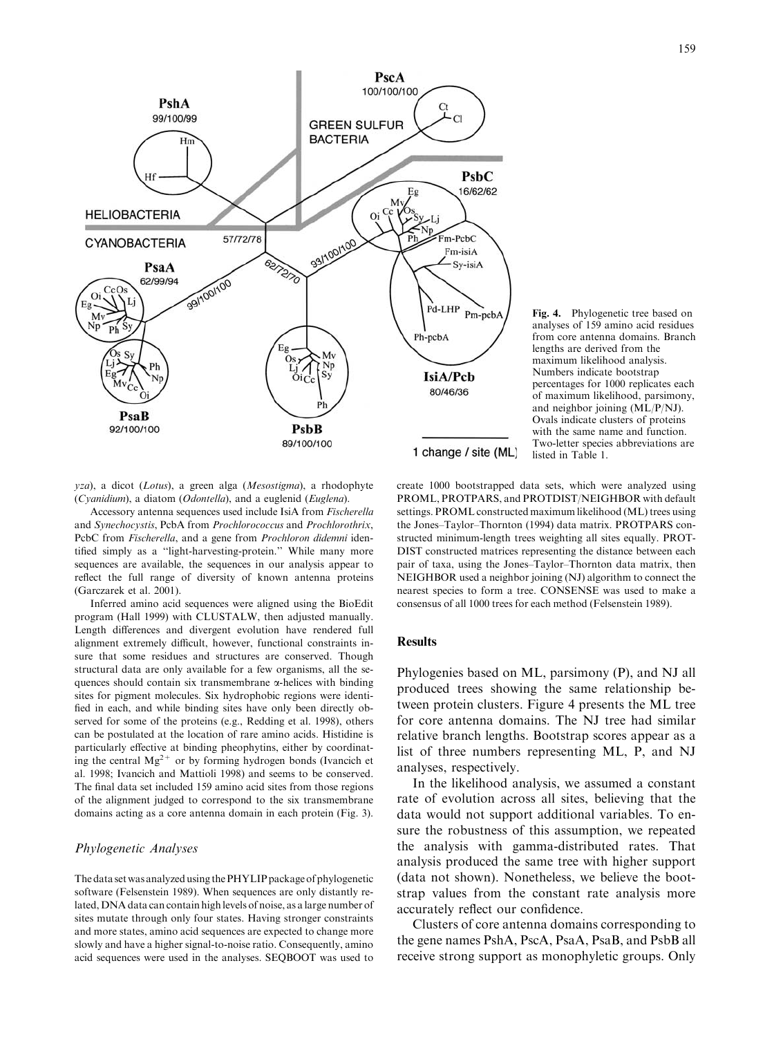**Fig. 4.** Phylogenetic tree based on analyses of 159 amino acid residues from core antenna domains. Branch lengths are derived from the maximum likelihood analysis. Numbers indicate bootstrap percentages for 1000 replicates each of maximum likelihood, parsimony, and neighbor joining (ML/P/NJ). Ovals indicate clusters of proteins with the same name and function. Two-letter species abbreviations are listed in Table 1.

*yza*), a dicot (*Lotus*), a green alga (*Mesostigma*), a rhodophyte (*Cyanidium*), a diatom (*Odontella*), and a euglenid (*Euglena*).

Accessory antenna sequences used include IsiA from *Fischerella* and *Synechocystis*, PcbA from *Prochlorococcus* and *Prochlorothrix*, PcbC from *Fischerella*, and a gene from *Prochloron didemni* identified simply as a "light-harvesting-protein." While many more sequences are available, the sequences in our analysis appear to reflect the full range of diversity of known antenna proteins (Garczarek et al. 2001).

Inferred amino acid sequences were aligned using the BioEdit program (Hall 1999) with CLUSTALW, then adjusted manually. Length differences and divergent evolution have rendered full alignment extremely difficult, however, functional constraints insure that some residues and structures are conserved. Though structural data are only available for a few organisms, all the sequences should contain six transmembrane α-helices with binding sites for pigment molecules. Six hydrophobic regions were identified in each, and while binding sites have only been directly observed for some of the proteins (e.g., Redding et al. 1998), others can be postulated at the location of rare amino acids. Histidine is particularly effective at binding pheophytins, either by coordinating the central $Mg^{2+}$ or by forming hydrogen bonds (Ivancich et al. 1998; Ivancich and Mattioli 1998) and seems to be conserved. The final data set included 159 amino acid sites from those regions of the alignment judged to correspond to the six transmembrane domains acting as a core antenna domain in each protein (Fig. 3).

### *Phylogenetic Analyses*

The data set was analyzed using the PHYLIP package of phylogenetic software (Felsenstein 1989). When sequences are only distantly related, DNA data can contain high levels of noise, as a large number of sites mutate through only four states. Having stronger constraints and more states, amino acid sequences are expected to change more slowly and have a higher signal-to-noise ratio. Consequently, amino acid sequences were used in the analyses. SEQBOOT was used to create 1000 bootstrapped data sets, which were analyzed using PROML, PROTPARS, and PROTDIST/NEIGHBOR with default settings. PROML constructed maximum likelihood (ML) trees using the Jones–Taylor–Thornton (1994) data matrix. PROTPARS constructed minimum-length trees weighting all sites equally. PROTDIST constructed matrices representing the distance between each pair of taxa, using the Jones–Taylor–Thornton data matrix, then NEIGHBOR used a neighbor joining (NJ) algorithm to connect the nearest species to form a tree. CONSENSE was used to make a consensus of all 1000 trees for each method (Felsenstein 1989).

## Results

Phylogenies based on ML, parsimony (P), and NJ all produced trees showing the same relationship between protein clusters. Figure 4 presents the ML tree for core antenna domains. The NJ tree had similar relative branch lengths. Bootstrap scores appear as a list of three numbers representing ML, P, and NJ analyses, respectively.

In the likelihood analysis, we assumed a constant rate of evolution across all sites, believing that the data would not support additional variables. To ensure the robustness of this assumption, we repeated the analysis with gamma-distributed rates. That analysis produced the same tree with higher support (data not shown). Nonetheless, we believe the bootstrap values from the constant rate analysis more accurately reflect our confidence.

Clusters of core antenna domains corresponding to the gene names PshA, PscA, PsaA, PsaB, and PsbB all receive strong support as monophyletic groups. Only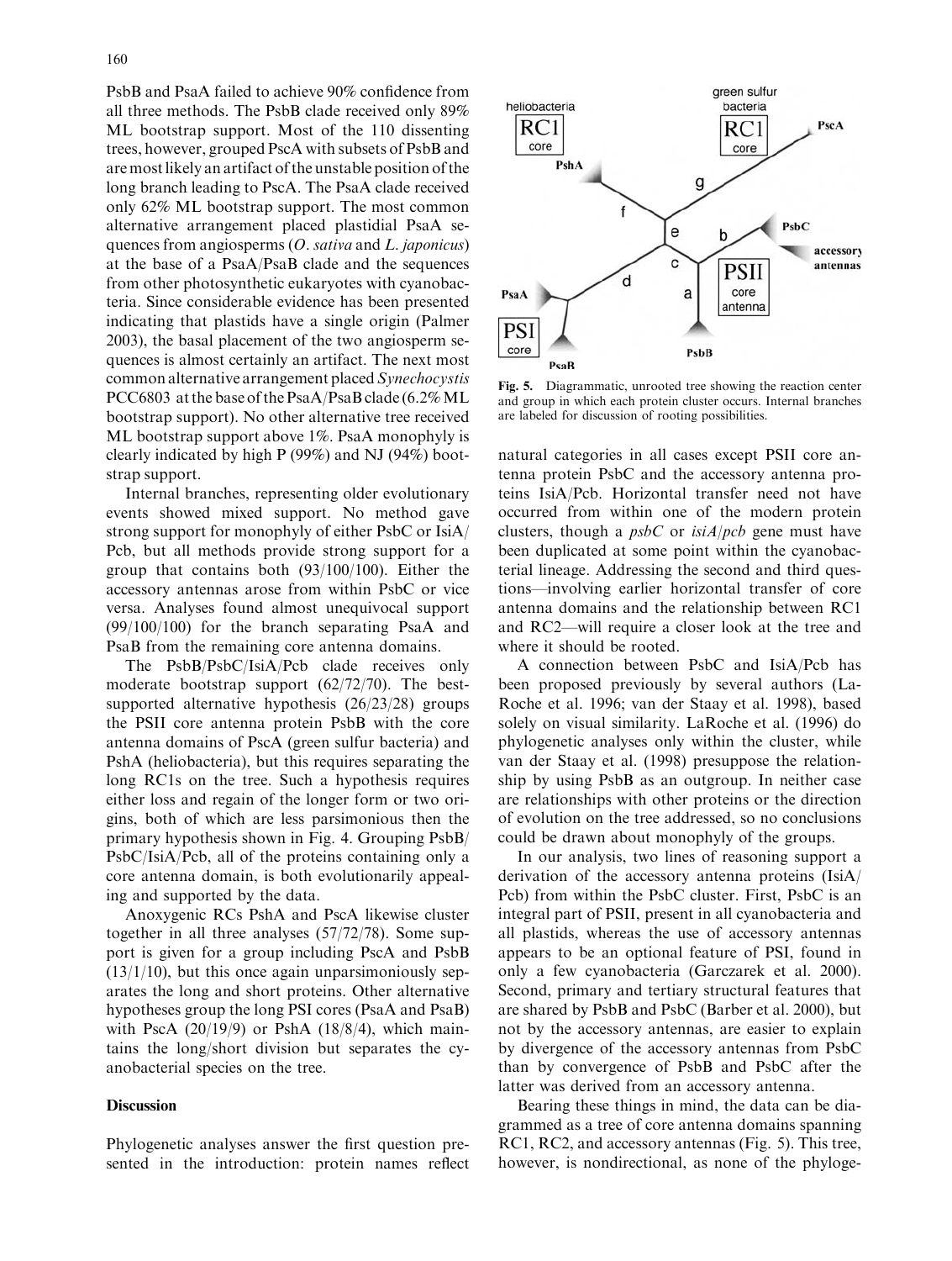PsbB and PsaA failed to achieve 90% confidence from all three methods. The PsbB clade received only 89% ML bootstrap support. Most of the 110 dissenting trees, however, grouped PscA with subsets of PsbB and are most likely an artifact of the unstable position of the long branch leading to PscA. The PsaA clade received only 62% ML bootstrap support. The most common alternative arrangement placed plastidial PsaA sequences from angiosperms (*O. sativa* and *L. japonicus*) at the base of a PsaA/PsaB clade and the sequences from other photosynthetic eukaryotes with cyanobacteria. Since considerable evidence has been presented indicating that plastids have a single origin (Palmer 2003), the basal placement of the two angiosperm sequences is almost certainly an artifact. The next most common alternative arrangement placed *Synechocystis* PCC6803 at the base of the PsaA/PsaB clade (6.2% ML bootstrap support). No other alternative tree received ML bootstrap support above 1%. PsaA monophyly is clearly indicated by high P (99%) and NJ (94%) bootstrap support.

Internal branches, representing older evolutionary events showed mixed support. No method gave strong support for monophyly of either PsbC or IsiA/Pcb, but all methods provide strong support for a group that contains both (93/100/100). Either the accessory antennas arose from within PsbC or vice versa. Analyses found almost unequivocal support (99/100/100) for the branch separating PsaA and PsaB from the remaining core antenna domains.

The PsbB/PsbC/IsiA/Pcb clade receives only moderate bootstrap support (62/72/70). The best-supported alternative hypothesis (26/23/28) groups the PSII core antenna protein PsbB with the core antenna domains of PscA (green sulfur bacteria) and PshA (heliobacteria), but this requires separating the long RC1s on the tree. Such a hypothesis requires either loss and regain of the longer form or two origins, both of which are less parsimonious then the primary hypothesis shown in Fig. 4. Grouping PsbB/PsbC/IsiA/Pcb, all of the proteins containing only a core antenna domain, is both evolutionarily appealing and supported by the data.

Anoxygenic RCs PshA and PscA likewise cluster together in all three analyses (57/72/78). Some support is given for a group including PscA and PsbB (13/1/10), but this once again unparsimoniously separates the long and short proteins. Other alternative hypotheses group the long PSI cores (PsaA and PsaB) with PscA (20/19/9) or PshA (18/8/4), which maintains the long/short division but separates the cyanobacterial species on the tree.

## Discussion

Phylogenetic analyses answer the first question presented in the introduction: protein names reflect natural categories in all cases except PSII core antenna protein PsbC and the accessory antenna proteins IsiA/Pcb. Horizontal transfer need not have occurred from within one of the modern protein clusters, though a *psbC* or *isiA*/*pcb* gene must have been duplicated at some point within the cyanobacterial lineage. Addressing the second and third questions—involving earlier horizontal transfer of core antenna domains and the relationship between RC1 and RC2—will require a closer look at the tree and where it should be rooted.

**Fig. 5.** Diagrammatic, unrooted tree showing the reaction center and group in which each protein cluster occurs. Internal branches are labeled for discussion of rooting possibilities.

A connection between PsbC and IsiA/Pcb has been proposed previously by several authors (LaRoche et al. 1996; van der Staay et al. 1998), based solely on visual similarity. LaRoche et al. (1996) do phylogenetic analyses only within the cluster, while van der Staay et al. (1998) presuppose the relationship by using PsbB as an outgroup. In neither case are relationships with other proteins or the direction of evolution on the tree addressed, so no conclusions could be drawn about monophyly of the groups.

In our analysis, two lines of reasoning support a derivation of the accessory antenna proteins (IsiA/Pcb) from within the PsbC cluster. First, PsbC is an integral part of PSII, present in all cyanobacteria and all plastids, whereas the use of accessory antennas appears to be an optional feature of PSI, found in only a few cyanobacteria (Garczarek et al. 2000). Second, primary and tertiary structural features that are shared by PsbB and PsbC (Barber et al. 2000), but not by the accessory antennas, are easier to explain by divergence of the accessory antennas from PsbC than by convergence of PsbB and PsbC after the latter was derived from an accessory antenna.

Bearing these things in mind, the data can be diagrammed as a tree of core antenna domains spanning RC1, RC2, and accessory antennas (Fig. 5). This tree, however, is nondirectional, as none of the phyloge-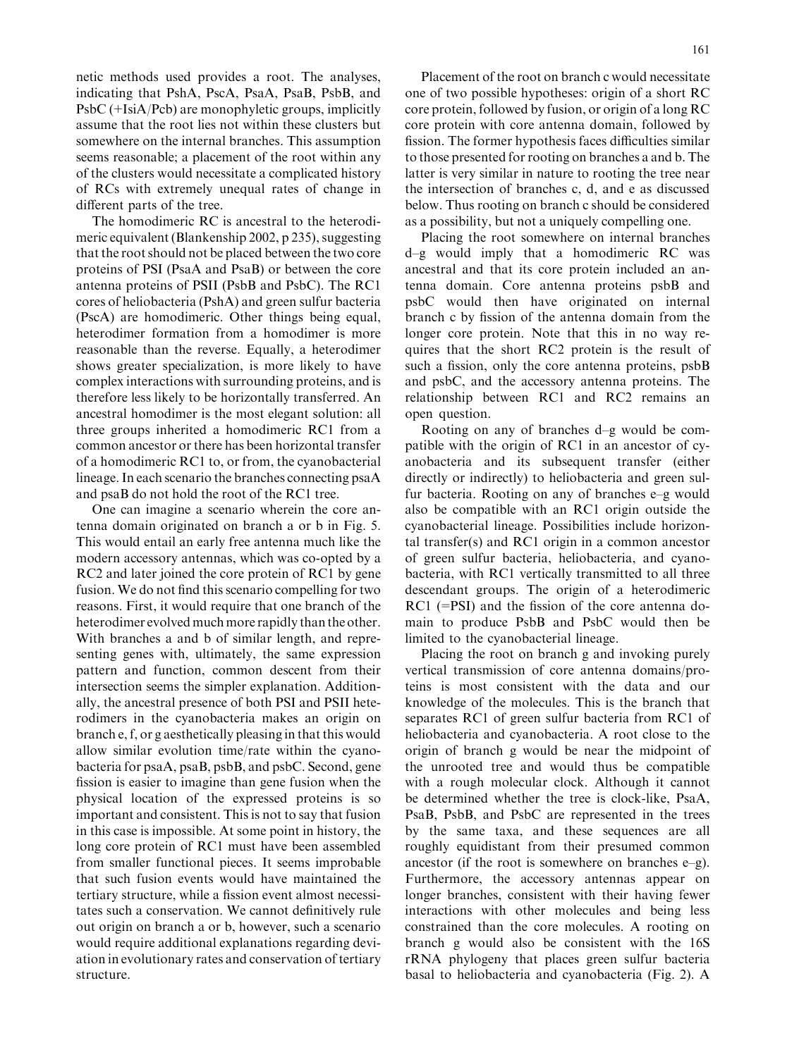netic methods used provides a root. The analyses, indicating that PshA, PscA, PsaA, PsaB, PsbB, and PsbC (+IsiA/Pcb) are monophyletic groups, implicitly assume that the root lies not within these clusters but somewhere on the internal branches. This assumption seems reasonable; a placement of the root within any of the clusters would necessitate a complicated history of RCs with extremely unequal rates of change in different parts of the tree.

The homodimeric RC is ancestral to the heterodimeric equivalent (Blankenship 2002, p 235), suggesting that the root should not be placed between the two core proteins of PSI (PsaA and PsaB) or between the core antenna proteins of PSII (PsbB and PsbC). The RC1 cores of heliobacteria (PshA) and green sulfur bacteria (PscA) are homodimeric. Other things being equal, heterodimer formation from a homodimer is more reasonable than the reverse. Equally, a heterodimer shows greater specialization, is more likely to have complex interactions with surrounding proteins, and is therefore less likely to be horizontally transferred. An ancestral homodimer is the most elegant solution: all three groups inherited a homodimeric RC1 from a common ancestor or there has been horizontal transfer of a homodimeric RC1 to, or from, the cyanobacterial lineage. In each scenario the branches connecting psaA and psaB do not hold the root of the RC1 tree.

One can imagine a scenario wherein the core antenna domain originated on branch a or b in Fig. 5. This would entail an early free antenna much like the modern accessory antennas, which was co-opted by a RC2 and later joined the core protein of RC1 by gene fusion. We do not find this scenario compelling for two reasons. First, it would require that one branch of the heterodimer evolved much more rapidly than the other. With branches a and b of similar length, and representing genes with, ultimately, the same expression pattern and function, common descent from their intersection seems the simpler explanation. Additionally, the ancestral presence of both PSI and PSII heterodimers in the cyanobacteria makes an origin on branch e, f, or g aesthetically pleasing in that this would allow similar evolution time/rate within the cyanobacteria for psaA, psaB, psbB, and psbC. Second, gene fission is easier to imagine than gene fusion when the physical location of the expressed proteins is so important and consistent. This is not to say that fusion in this case is impossible. At some point in history, the long core protein of RC1 must have been assembled from smaller functional pieces. It seems improbable that such fusion events would have maintained the tertiary structure, while a fission event almost necessitates such a conservation. We cannot definitively rule out origin on branch a or b, however, such a scenario would require additional explanations regarding deviation in evolutionary rates and conservation of tertiary structure.

Placement of the root on branch c would necessitate one of two possible hypotheses: origin of a short RC core protein, followed by fusion, or origin of a long RC core protein with core antenna domain, followed by fission. The former hypothesis faces difficulties similar to those presented for rooting on branches a and b. The latter is very similar in nature to rooting the tree near the intersection of branches c, d, and e as discussed below. Thus rooting on branch c should be considered as a possibility, but not a uniquely compelling one.

Placing the root somewhere on internal branches d–g would imply that a homodimeric RC was ancestral and that its core protein included an antenna domain. Core antenna proteins psbB and psbC would then have originated on internal branch c by fission of the antenna domain from the longer core protein. Note that this in no way requires that the short RC2 protein is the result of such a fission, only the core antenna proteins, psbB and psbC, and the accessory antenna proteins. The relationship between RC1 and RC2 remains an open question.

Rooting on any of branches d–g would be compatible with the origin of RC1 in an ancestor of cyanobacteria and its subsequent transfer (either directly or indirectly) to heliobacteria and green sulfur bacteria. Rooting on any of branches e–g would also be compatible with an RC1 origin outside the cyanobacterial lineage. Possibilities include horizontal transfer(s) and RC1 origin in a common ancestor of green sulfur bacteria, heliobacteria, and cyanobacteria, with RC1 vertically transmitted to all three descendant groups. The origin of a heterodimeric RC1 (=PSI) and the fission of the core antenna domain to produce PsbB and PsbC would then be limited to the cyanobacterial lineage.

Placing the root on branch g and invoking purely vertical transmission of core antenna domains/proteins is most consistent with the data and our knowledge of the molecules. This is the branch that separates RC1 of green sulfur bacteria from RC1 of heliobacteria and cyanobacteria. A root close to the origin of branch g would be near the midpoint of the unrooted tree and would thus be compatible with a rough molecular clock. Although it cannot be determined whether the tree is clock-like, PsaA, PsaB, PsbB, and PsbC are represented in the trees by the same taxa, and these sequences are all roughly equidistant from their presumed common ancestor (if the root is somewhere on branches e–g). Furthermore, the accessory antennas appear on longer branches, consistent with their having fewer interactions with other molecules and being less constrained than the core molecules. A rooting on branch g would also be consistent with the 16S rRNA phylogeny that places green sulfur bacteria basal to heliobacteria and cyanobacteria (Fig. 2). A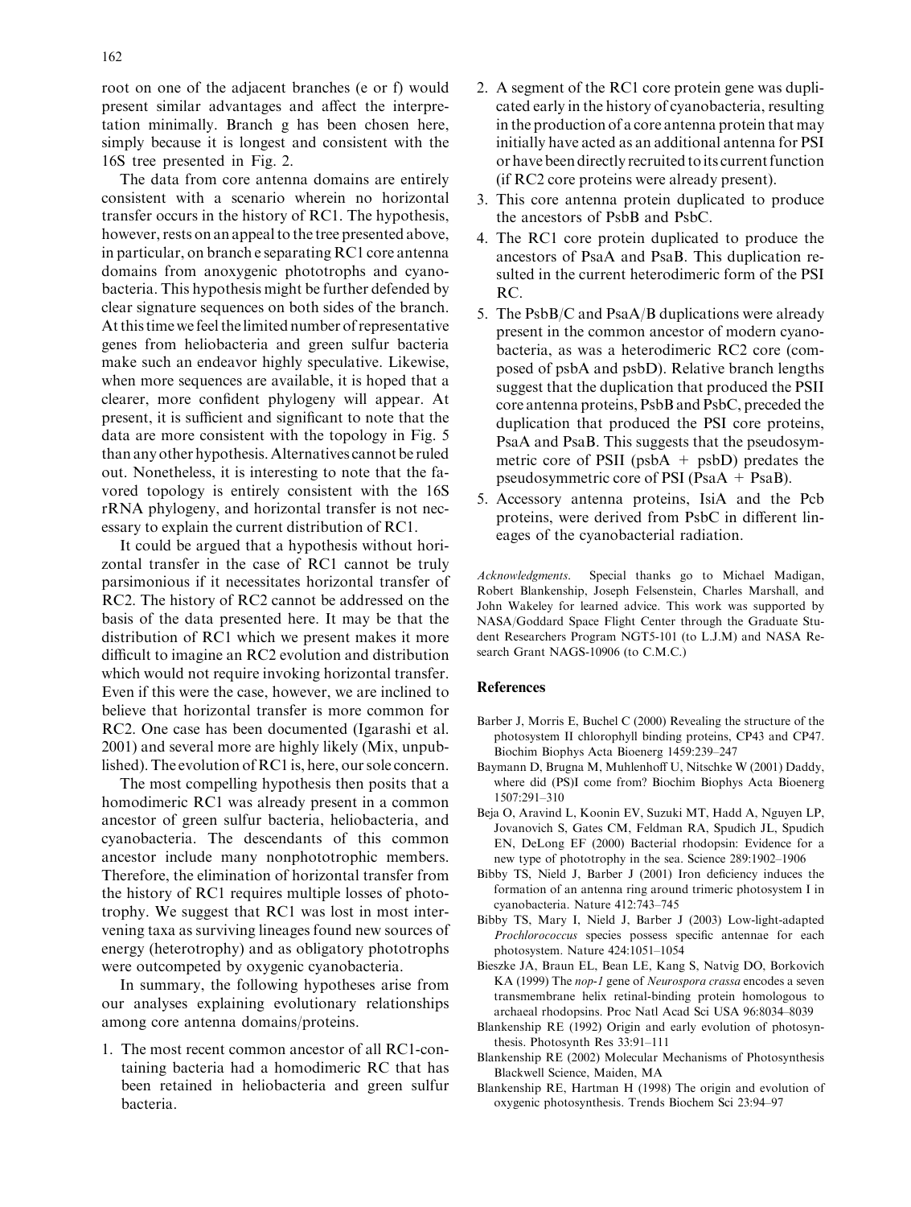root on one of the adjacent branches (e or f) would present similar advantages and affect the interpretation minimally. Branch g has been chosen here, simply because it is longest and consistent with the 16S tree presented in Fig. 2.

The data from core antenna domains are entirely consistent with a scenario wherein no horizontal transfer occurs in the history of RC1. The hypothesis, however, rests on an appeal to the tree presented above, in particular, on branch e separating RC1 core antenna domains from anoxygenic phototrophs and cyanobacteria. This hypothesis might be further defended by clear signature sequences on both sides of the branch. At this time we feel the limited number of representative genes from heliobacteria and green sulfur bacteria make such an endeavor highly speculative. Likewise, when more sequences are available, it is hoped that a clearer, more confident phylogeny will appear. At present, it is sufficient and significant to note that the data are more consistent with the topology in Fig. 5 than any other hypothesis. Alternatives cannot be ruled out. Nonetheless, it is interesting to note that the favored topology is entirely consistent with the 16S rRNA phylogeny, and horizontal transfer is not necessary to explain the current distribution of RC1.

It could be argued that a hypothesis without horizontal transfer in the case of RC1 cannot be truly parsimonious if it necessitates horizontal transfer of RC2. The history of RC2 cannot be addressed on the basis of the data presented here. It may be that the distribution of RC1 which we present makes it more difficult to imagine an RC2 evolution and distribution which would not require invoking horizontal transfer. Even if this were the case, however, we are inclined to believe that horizontal transfer is more common for RC2. One case has been documented (Igarashi et al. 2001) and several more are highly likely (Mix, unpublished). The evolution of RC1 is, here, our sole concern.

The most compelling hypothesis then posits that a homodimeric RC1 was already present in a common ancestor of green sulfur bacteria, heliobacteria, and cyanobacteria. The descendants of this common ancestor include many nonphototrophic members. Therefore, the elimination of horizontal transfer from the history of RC1 requires multiple losses of phototrophy. We suggest that RC1 was lost in most intervening taxa as surviving lineages found new sources of energy (heterotrophy) and as obligatory phototrophs were outcompeted by oxygenic cyanobacteria.

In summary, the following hypotheses arise from our analyses explaining evolutionary relationships among core antenna domains/proteins.

1. The most recent common ancestor of all RC1-containing bacteria had a homodimeric RC that has been retained in heliobacteria and green sulfur bacteria.
2. A segment of the RC1 core protein gene was duplicated early in the history of cyanobacteria, resulting in the production of a core antenna protein that may initially have acted as an additional antenna for PSI or have been directly recruited to its current function (if RC2 core proteins were already present).
3. This core antenna protein duplicated to produce the ancestors of PsbB and PsbC.
4. The RC1 core protein duplicated to produce the ancestors of PsaA and PsaB. This duplication resulted in the current heterodimeric form of the PSI RC.
5. The PsbB/C and PsaA/B duplications were already present in the common ancestor of modern cyanobacteria, as was a heterodimeric RC2 core (composed of psbA and psbD). Relative branch lengths suggest that the duplication that produced the PSII core antenna proteins, PsbB and PsbC, preceded the duplication that produced the PSI core proteins, PsaA and PsaB. This suggests that the pseudosymmetric core of PSII (psbA + psbD) predates the pseudosymmetric core of PSI (PsaA + PsaB).
5. Accessory antenna proteins, IsiA and the Pcb proteins, were derived from PsbC in different lineages of the cyanobacterial radiation.

*Acknowledgments.* Special thanks go to Michael Madigan, Robert Blankenship, Joseph Felsenstein, Charles Marshall, and John Wakeley for learned advice. This work was supported by NASA/Goddard Space Flight Center through the Graduate Student Researchers Program NGT5-101 (to L.J.M) and NASA Research Grant NAGS-10906 (to C.M.C.)

## References

Barber J, Morris E, Buchel C (2000) Revealing the structure of the photosystem II chlorophyll binding proteins, CP43 and CP47. Biochim Biophys Acta Bioenerg 1459:239–247

Baymann D, Brugna M, Muhlenhoff U, Nitschke W (2001) Daddy, where did (PS)I come from? Biochim Biophys Acta Bioenerg 1507:291–310

Beja O, Aravind L, Koonin EV, Suzuki MT, Hadd A, Nguyen LP, Jovanovich S, Gates CM, Feldman RA, Spudich JL, Spudich EN, DeLong EF (2000) Bacterial rhodopsin: Evidence for a new type of phototrophy in the sea. Science 289:1902–1906

Bibby TS, Nield J, Barber J (2001) Iron deficiency induces the formation of an antenna ring around trimeric photosystem I in cyanobacteria. Nature 412:743–745

Bibby TS, Mary I, Nield J, Barber J (2003) Low-light-adapted *Prochlorococcus* species possess specific antennae for each photosystem. Nature 424:1051–1054

Bieszke JA, Braun EL, Bean LE, Kang S, Natvig DO, Borkovich KA (1999) The *nop-1* gene of *Neurospora crassa* encodes a seven transmembrane helix retinal-binding protein homologous to archaeal rhodopsins. Proc Natl Acad Sci USA 96:8034–8039

Blankenship RE (1992) Origin and early evolution of photosynthesis. Photosynth Res 33:91–111

Blankenship RE (2002) Molecular Mechanisms of Photosynthesis Blackwell Science, Maiden, MA

Blankenship RE, Hartman H (1998) The origin and evolution of oxygenic photosynthesis. Trends Biochem Sci 23:94–97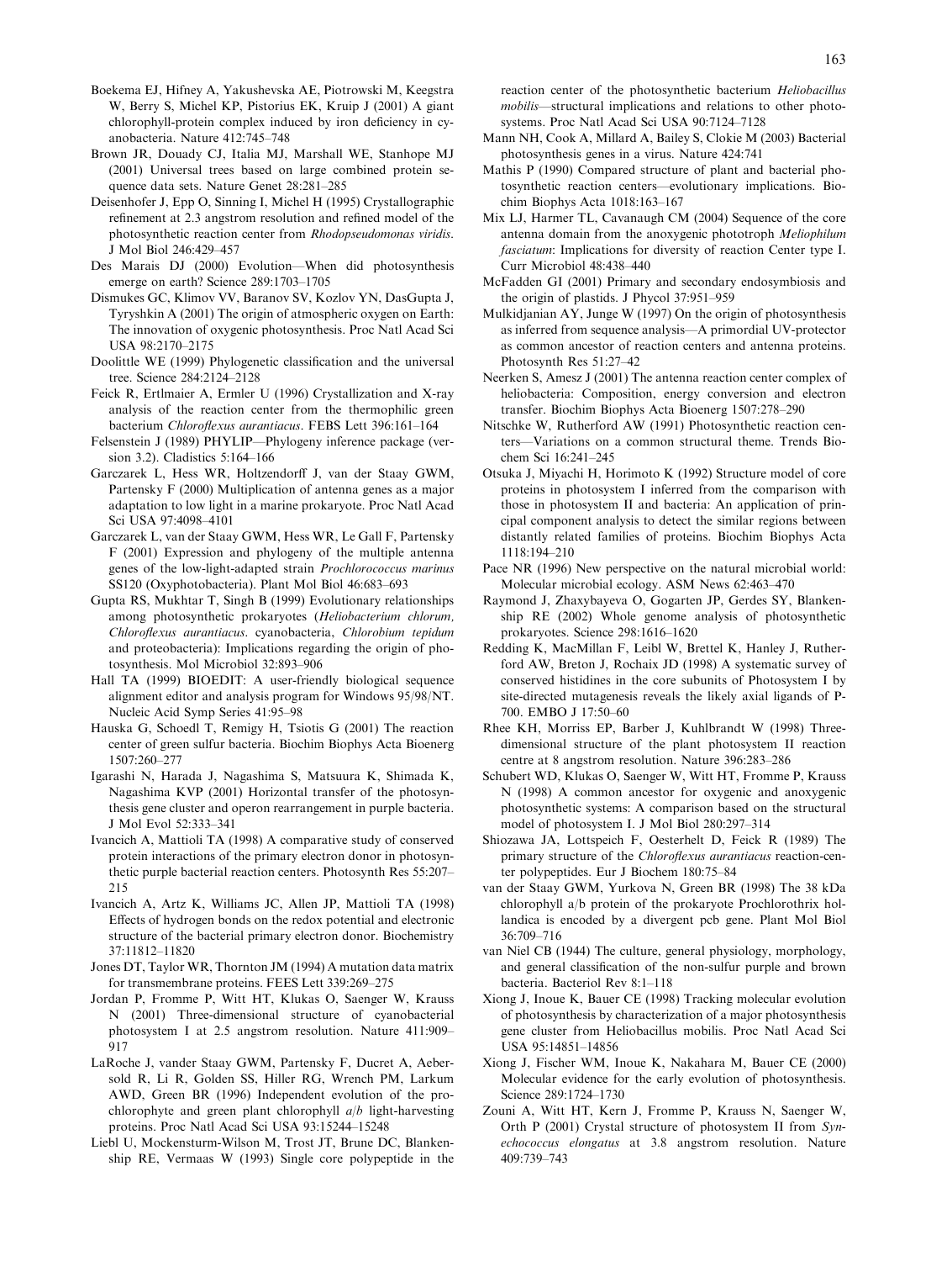Boekema EJ, Hifney A, Yakushevska AE, Piotrowski M, Keegstra W, Berry S, Michel KP, Pistorius EK, Kruip J (2001) A giant chlorophyll-protein complex induced by iron deficiency in cyanobacteria. Nature 412:745–748

Brown JR, Douady CJ, Italia MJ, Marshall WE, Stanhope MJ (2001) Universal trees based on large combined protein sequence data sets. Nature Genet 28:281–285

Deisenhofer J, Epp O, Sinning I, Michel H (1995) Crystallographic refinement at 2.3 angstrom resolution and refined model of the photosynthetic reaction center from *Rhodopseudomonas viridis*. J Mol Biol 246:429–457

Des Marais DJ (2000) Evolution—When did photosynthesis emerge on earth? Science 289:1703–1705

Dismukes GC, Klimov VV, Baranov SV, Kozlov YN, DasGupta J, Tyryshkin A (2001) The origin of atmospheric oxygen on Earth: The innovation of oxygenic photosynthesis. Proc Natl Acad Sci USA 98:2170–2175

Doolittle WE (1999) Phylogenetic classification and the universal tree. Science 284:2124–2128

Feick R, Ertlmaier A, Ermler U (1996) Crystallization and X-ray analysis of the reaction center from the thermophilic green bacterium *Chloroflexus aurantiacus*. FEBS Lett 396:161–164

Felsenstein J (1989) PHYLIP—Phylogeny inference package (version 3.2). Cladistics 5:164–166

Garczarek L, Hess WR, Holtzendorff J, van der Staay GWM, Partensky F (2000) Multiplication of antenna genes as a major adaptation to low light in a marine prokaryote. Proc Natl Acad Sci USA 97:4098–4101

Garczarek L, van der Staay GWM, Hess WR, Le Gall F, Partensky F (2001) Expression and phylogeny of the multiple antenna genes of the low-light-adapted strain *Prochlorococcus marinus* SS120 (Oxyphotobacteria). Plant Mol Biol 46:683–693

Gupta RS, Mukhtar T, Singh B (1999) Evolutionary relationships among photosynthetic prokaryotes (*Heliobacterium chlorum, Chloroflexus aurantiacus*. cyanobacteria, *Chlorobium tepidum* and proteobacteria): Implications regarding the origin of photosynthesis. Mol Microbiol 32:893–906

Hall TA (1999) BIOEDIT: A user-friendly biological sequence alignment editor and analysis program for Windows 95/98/NT. Nucleic Acid Symp Series 41:95–98

Hauska G, Schoedl T, Remigy H, Tsiotis G (2001) The reaction center of green sulfur bacteria. Biochim Biophys Acta Bioenerg 1507:260–277

Igarashi N, Harada J, Nagashima S, Matsuura K, Shimada K, Nagashima KVP (2001) Horizontal transfer of the photosynthesis gene cluster and operon rearrangement in purple bacteria. J Mol Evol 52:333–341

Ivancich A, Mattioli TA (1998) A comparative study of conserved protein interactions of the primary electron donor in photosynthetic purple bacterial reaction centers. Photosynth Res 55:207–215

Ivancich A, Artz K, Williams JC, Allen JP, Mattioli TA (1998) Effects of hydrogen bonds on the redox potential and electronic structure of the bacterial primary electron donor. Biochemistry 37:11812–11820

Jones DT, Taylor WR, Thornton JM (1994) A mutation data matrix for transmembrane proteins. FEES Lett 339:269–275

Jordan P, Fromme P, Witt HT, Klukas O, Saenger W, Krauss N (2001) Three-dimensional structure of cyanobacterial photosystem I at 2.5 angstrom resolution. Nature 411:909–917

LaRoche J, vander Staay GWM, Partensky F, Ducret A, Aebersold R, Li R, Golden SS, Hiller RG, Wrench PM, Larkum AWD, Green BR (1996) Independent evolution of the prochlorophyte and green plant chlorophyll *a*/*b* light-harvesting proteins. Proc Natl Acad Sci USA 93:15244–15248

Liebl U, Mockensturm-Wilson M, Trost JT, Brune DC, Blankenship RE, Vermaas W (1993) Single core polypeptide in the reaction center of the photosynthetic bacterium *Heliobacillus mobilis*—structural implications and relations to other photosystems. Proc Natl Acad Sci USA 90:7124–7128

Mann NH, Cook A, Millard A, Bailey S, Clokie M (2003) Bacterial photosynthesis genes in a virus. Nature 424:741

Mathis P (1990) Compared structure of plant and bacterial photosynthetic reaction centers—evolutionary implications. Biochim Biophys Acta 1018:163–167

Mix LJ, Harmer TL, Cavanaugh CM (2004) Sequence of the core antenna domain from the anoxygenic phototroph *Meliophilum fasciatum*: Implications for diversity of reaction Center type I. Curr Microbiol 48:438–440

McFadden GI (2001) Primary and secondary endosymbiosis and the origin of plastids. J Phycol 37:951–959

Mulkidjanian AY, Junge W (1997) On the origin of photosynthesis as inferred from sequence analysis—A primordial UV-protector as common ancestor of reaction centers and antenna proteins. Photosynth Res 51:27–42

Neerken S, Amesz J (2001) The antenna reaction center complex of heliobacteria: Composition, energy conversion and electron transfer. Biochim Biophys Acta Bioenerg 1507:278–290

Nitschke W, Rutherford AW (1991) Photosynthetic reaction centers—Variations on a common structural theme. Trends Biochem Sci 16:241–245

Otsuka J, Miyachi H, Horimoto K (1992) Structure model of core proteins in photosystem I inferred from the comparison with those in photosystem II and bacteria: An application of principal component analysis to detect the similar regions between distantly related families of proteins. Biochim Biophys Acta 1118:194–210

Pace NR (1996) New perspective on the natural microbial world: Molecular microbial ecology. ASM News 62:463–470

Raymond J, Zhaxybayeva O, Gogarten JP, Gerdes SY, Blankenship RE (2002) Whole genome analysis of photosynthetic prokaryotes. Science 298:1616–1620

Redding K, MacMillan F, Leibl W, Brettel K, Hanley J, Rutherford AW, Breton J, Rochaix JD (1998) A systematic survey of conserved histidines in the core subunits of Photosystem I by site-directed mutagenesis reveals the likely axial ligands of P-700. EMBO J 17:50–60

Rhee KH, Morriss EP, Barber J, Kuhlbrandt W (1998) Three-dimensional structure of the plant photosystem II reaction centre at 8 angstrom resolution. Nature 396:283–286

Schubert WD, Klukas O, Saenger W, Witt HT, Fromme P, Krauss N (1998) A common ancestor for oxygenic and anoxygenic photosynthetic systems: A comparison based on the structural model of photosystem I. J Mol Biol 280:297–314

Shiozawa JA, Lottspeich F, Oesterhelt D, Feick R (1989) The primary structure of the *Chloroflexus aurantiacus* reaction-center polypeptides. Eur J Biochem 180:75–84

van der Staay GWM, Yurkova N, Green BR (1998) The 38 kDa chlorophyll a/b protein of the prokaryote Prochlorothrix hollandica is encoded by a divergent pcb gene. Plant Mol Biol 36:709–716

van Niel CB (1944) The culture, general physiology, morphology, and general classification of the non-sulfur purple and brown bacteria. Bacteriol Rev 8:1–118

Xiong J, Inoue K, Bauer CE (1998) Tracking molecular evolution of photosynthesis by characterization of a major photosynthesis gene cluster from Heliobacillus mobilis. Proc Natl Acad Sci USA 95:14851–14856

Xiong J, Fischer WM, Inoue K, Nakahara M, Bauer CE (2000) Molecular evidence for the early evolution of photosynthesis. Science 289:1724–1730

Zouni A, Witt HT, Kern J, Fromme P, Krauss N, Saenger W, Orth P (2001) Crystal structure of photosystem II from *Synechococcus elongatus* at 3.8 angstrom resolution. Nature 409:739–743